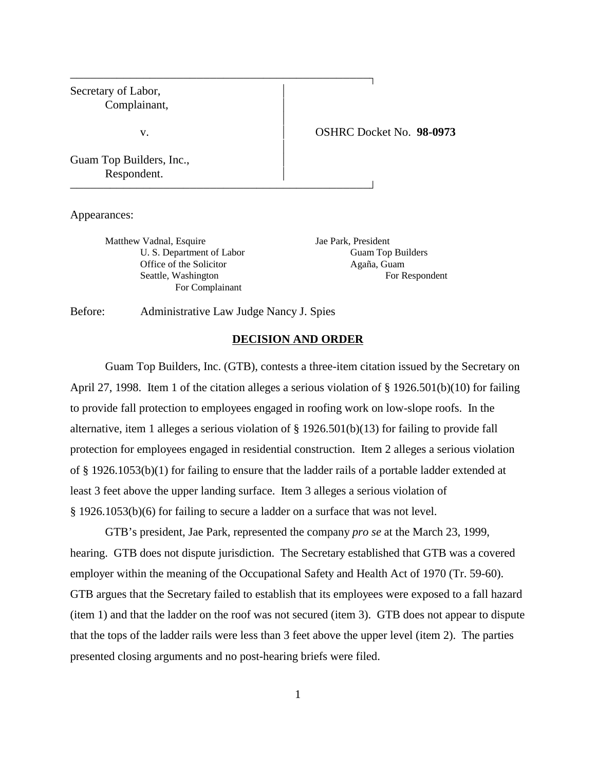| | |
|---|---|
| Secretary of Labor,<br>Complainant,<br><br>v.<br><br>Guam Top Builders, Inc.,<br>Respondent. | OSHRC Docket No. **98-0973** |

Appearances:

Matthew Vadnal, Esquire
U. S. Department of Labor
Office of the Solicitor
Seattle, Washington
For Complainant

Jae Park, President
Guam Top Builders
Agaña, Guam
For Respondent

Before: Administrative Law Judge Nancy J. Spies

## DECISION AND ORDER

Guam Top Builders, Inc. (GTB), contests a three-item citation issued by the Secretary on April 27, 1998. Item 1 of the citation alleges a serious violation of § 1926.501(b)(10) for failing to provide fall protection to employees engaged in roofing work on low-slope roofs. In the alternative, item 1 alleges a serious violation of § 1926.501(b)(13) for failing to provide fall protection for employees engaged in residential construction. Item 2 alleges a serious violation of § 1926.1053(b)(1) for failing to ensure that the ladder rails of a portable ladder extended at least 3 feet above the upper landing surface. Item 3 alleges a serious violation of § 1926.1053(b)(6) for failing to secure a ladder on a surface that was not level.

GTB's president, Jae Park, represented the company *pro se* at the March 23, 1999, hearing. GTB does not dispute jurisdiction. The Secretary established that GTB was a covered employer within the meaning of the Occupational Safety and Health Act of 1970 (Tr. 59-60). GTB argues that the Secretary failed to establish that its employees were exposed to a fall hazard (item 1) and that the ladder on the roof was not secured (item 3). GTB does not appear to dispute that the tops of the ladder rails were less than 3 feet above the upper level (item 2). The parties presented closing arguments and no post-hearing briefs were filed.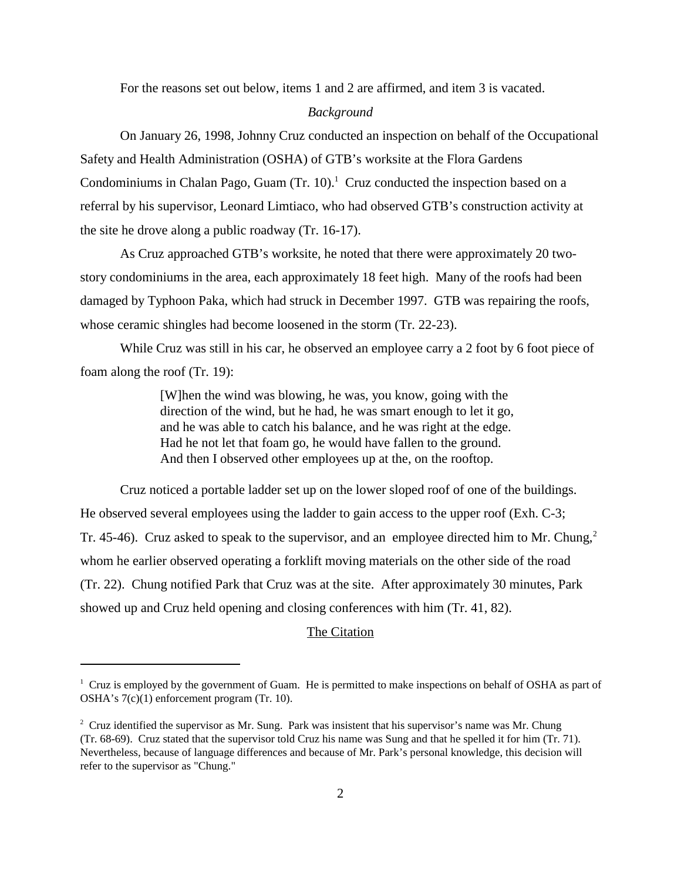For the reasons set out below, items 1 and 2 are affirmed, and item 3 is vacated.

*Background*

On January 26, 1998, Johnny Cruz conducted an inspection on behalf of the Occupational Safety and Health Administration (OSHA) of GTB's worksite at the Flora Gardens Condominiums in Chalan Pago, Guam (Tr. 10).[1] Cruz conducted the inspection based on a referral by his supervisor, Leonard Limtiaco, who had observed GTB's construction activity at the site he drove along a public roadway (Tr. 16-17).

As Cruz approached GTB's worksite, he noted that there were approximately 20 two-story condominiums in the area, each approximately 18 feet high. Many of the roofs had been damaged by Typhoon Paka, which had struck in December 1997. GTB was repairing the roofs, whose ceramic shingles had become loosened in the storm (Tr. 22-23).

While Cruz was still in his car, he observed an employee carry a 2 foot by 6 foot piece of foam along the roof (Tr. 19):

> [W]hen the wind was blowing, he was, you know, going with the direction of the wind, but he had, he was smart enough to let it go, and he was able to catch his balance, and he was right at the edge. Had he not let that foam go, he would have fallen to the ground. And then I observed other employees up at the, on the rooftop.

Cruz noticed a portable ladder set up on the lower sloped roof of one of the buildings. He observed several employees using the ladder to gain access to the upper roof (Exh. C-3; Tr. 45-46). Cruz asked to speak to the supervisor, and an employee directed him to Mr. Chung,[2] whom he earlier observed operating a forklift moving materials on the other side of the road (Tr. 22). Chung notified Park that Cruz was at the site. After approximately 30 minutes, Park showed up and Cruz held opening and closing conferences with him (Tr. 41, 82).

<u>The Citation</u>

---

[1] Cruz is employed by the government of Guam. He is permitted to make inspections on behalf of OSHA as part of OSHA's 7(c)(1) enforcement program (Tr. 10).

[2] Cruz identified the supervisor as Mr. Sung. Park was insistent that his supervisor's name was Mr. Chung (Tr. 68-69). Cruz stated that the supervisor told Cruz his name was Sung and that he spelled it for him (Tr. 71). Nevertheless, because of language differences and because of Mr. Park's personal knowledge, this decision will refer to the supervisor as "Chung."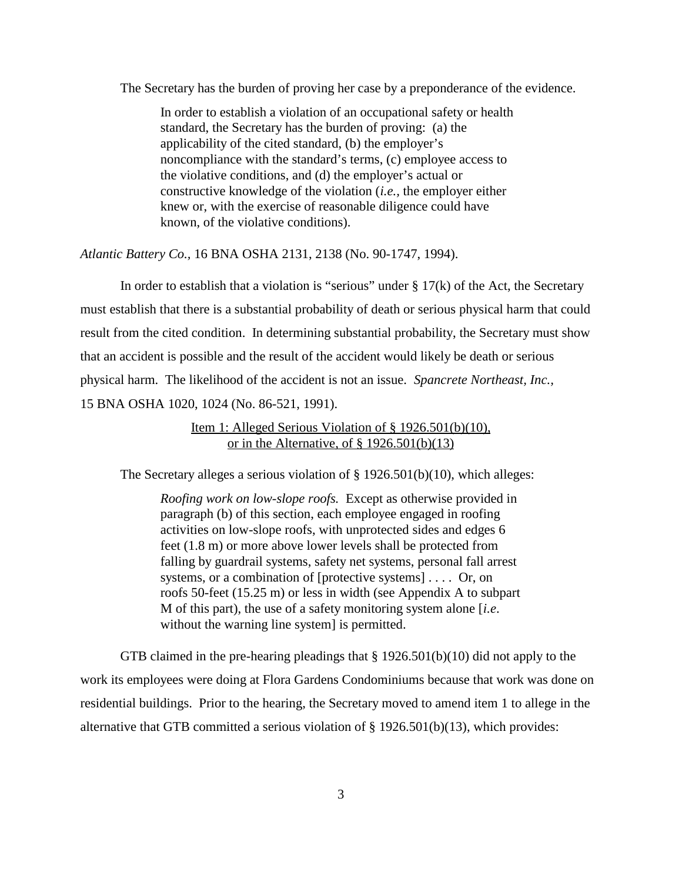The Secretary has the burden of proving her case by a preponderance of the evidence.

> In order to establish a violation of an occupational safety or health standard, the Secretary has the burden of proving: (a) the applicability of the cited standard, (b) the employer's noncompliance with the standard's terms, (c) employee access to the violative conditions, and (d) the employer's actual or constructive knowledge of the violation (*i.e.,* the employer either knew or, with the exercise of reasonable diligence could have known, of the violative conditions).

*Atlantic Battery Co.,* 16 BNA OSHA 2131, 2138 (No. 90-1747, 1994).

In order to establish that a violation is "serious" under § 17(k) of the Act, the Secretary must establish that there is a substantial probability of death or serious physical harm that could result from the cited condition. In determining substantial probability, the Secretary must show that an accident is possible and the result of the accident would likely be death or serious physical harm. The likelihood of the accident is not an issue. *Spancrete Northeast, Inc.,* 15 BNA OSHA 1020, 1024 (No. 86-521, 1991).

<u>Item 1: Alleged Serious Violation of § 1926.501(b)(10), or in the Alternative, of § 1926.501(b)(13)</u>

The Secretary alleges a serious violation of § 1926.501(b)(10), which alleges:

> *Roofing work on low-slope roofs.* Except as otherwise provided in paragraph (b) of this section, each employee engaged in roofing activities on low-slope roofs, with unprotected sides and edges 6 feet (1.8 m) or more above lower levels shall be protected from falling by guardrail systems, safety net systems, personal fall arrest systems, or a combination of [protective systems] . . . . Or, on roofs 50-feet (15.25 m) or less in width (see Appendix A to subpart M of this part), the use of a safety monitoring system alone [*i.e.* without the warning line system] is permitted.

GTB claimed in the pre-hearing pleadings that § 1926.501(b)(10) did not apply to the work its employees were doing at Flora Gardens Condominiums because that work was done on residential buildings. Prior to the hearing, the Secretary moved to amend item 1 to allege in the alternative that GTB committed a serious violation of § 1926.501(b)(13), which provides: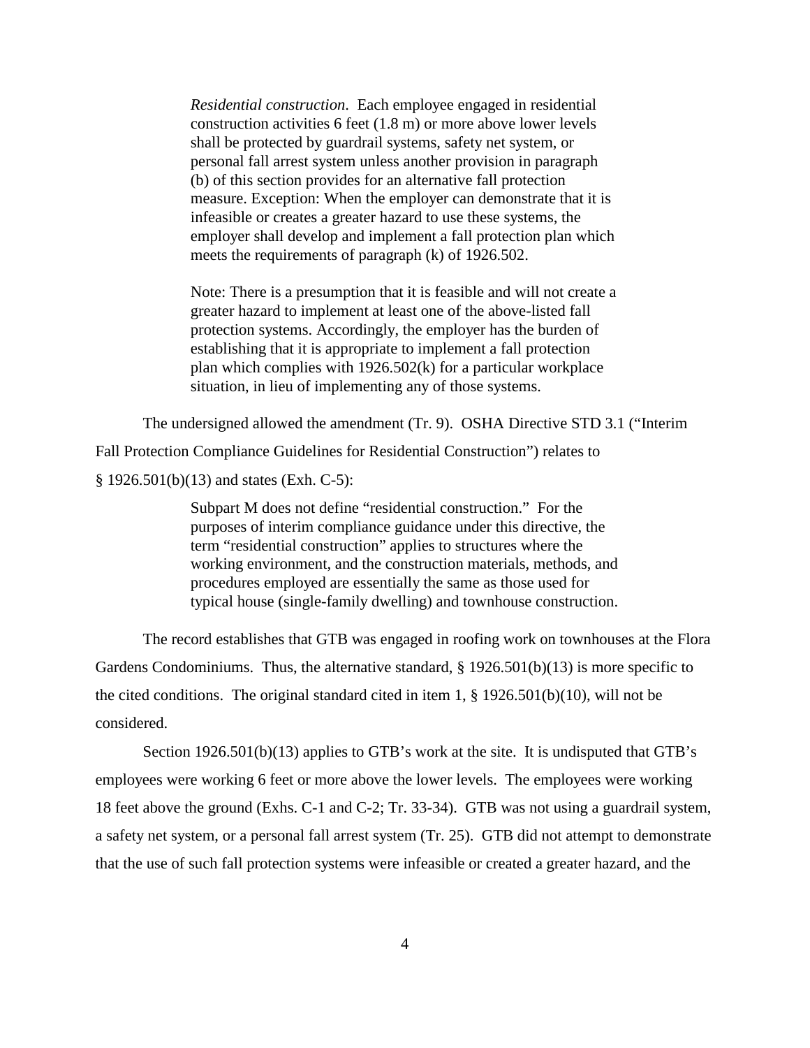> *Residential construction*. Each employee engaged in residential construction activities 6 feet (1.8 m) or more above lower levels shall be protected by guardrail systems, safety net system, or personal fall arrest system unless another provision in paragraph (b) of this section provides for an alternative fall protection measure. Exception: When the employer can demonstrate that it is infeasible or creates a greater hazard to use these systems, the employer shall develop and implement a fall protection plan which meets the requirements of paragraph (k) of 1926.502.
>
> Note: There is a presumption that it is feasible and will not create a greater hazard to implement at least one of the above-listed fall protection systems. Accordingly, the employer has the burden of establishing that it is appropriate to implement a fall protection plan which complies with 1926.502(k) for a particular workplace situation, in lieu of implementing any of those systems.

The undersigned allowed the amendment (Tr. 9). OSHA Directive STD 3.1 ("Interim Fall Protection Compliance Guidelines for Residential Construction") relates to § 1926.501(b)(13) and states (Exh. C-5):

> Subpart M does not define "residential construction." For the purposes of interim compliance guidance under this directive, the term "residential construction" applies to structures where the working environment, and the construction materials, methods, and procedures employed are essentially the same as those used for typical house (single-family dwelling) and townhouse construction.

The record establishes that GTB was engaged in roofing work on townhouses at the Flora Gardens Condominiums. Thus, the alternative standard, § 1926.501(b)(13) is more specific to the cited conditions. The original standard cited in item 1, § 1926.501(b)(10), will not be considered.

Section 1926.501(b)(13) applies to GTB's work at the site. It is undisputed that GTB's employees were working 6 feet or more above the lower levels. The employees were working 18 feet above the ground (Exhs. C-1 and C-2; Tr. 33-34). GTB was not using a guardrail system, a safety net system, or a personal fall arrest system (Tr. 25). GTB did not attempt to demonstrate that the use of such fall protection systems were infeasible or created a greater hazard, and the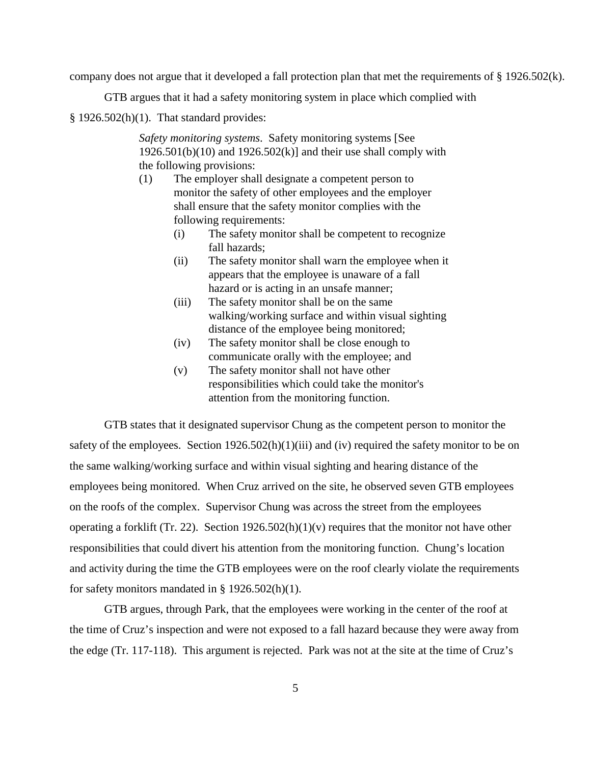company does not argue that it developed a fall protection plan that met the requirements of § 1926.502(k).

GTB argues that it had a safety monitoring system in place which complied with § 1926.502(h)(1). That standard provides:

> *Safety monitoring systems*. Safety monitoring systems [See 1926.501(b)(10) and 1926.502(k)] and their use shall comply with the following provisions:
>
> (1) The employer shall designate a competent person to monitor the safety of other employees and the employer shall ensure that the safety monitor complies with the following requirements:
>
> (i) The safety monitor shall be competent to recognize fall hazards;
>
> (ii) The safety monitor shall warn the employee when it appears that the employee is unaware of a fall hazard or is acting in an unsafe manner;
>
> (iii) The safety monitor shall be on the same walking/working surface and within visual sighting distance of the employee being monitored;
>
> (iv) The safety monitor shall be close enough to communicate orally with the employee; and
>
> (v) The safety monitor shall not have other responsibilities which could take the monitor's attention from the monitoring function.

GTB states that it designated supervisor Chung as the competent person to monitor the safety of the employees. Section 1926.502(h)(1)(iii) and (iv) required the safety monitor to be on the same walking/working surface and within visual sighting and hearing distance of the employees being monitored. When Cruz arrived on the site, he observed seven GTB employees on the roofs of the complex. Supervisor Chung was across the street from the employees operating a forklift (Tr. 22). Section 1926.502(h)(1)(v) requires that the monitor not have other responsibilities that could divert his attention from the monitoring function. Chung's location and activity during the time the GTB employees were on the roof clearly violate the requirements for safety monitors mandated in § 1926.502(h)(1).

GTB argues, through Park, that the employees were working in the center of the roof at the time of Cruz's inspection and were not exposed to a fall hazard because they were away from the edge (Tr. 117-118). This argument is rejected. Park was not at the site at the time of Cruz's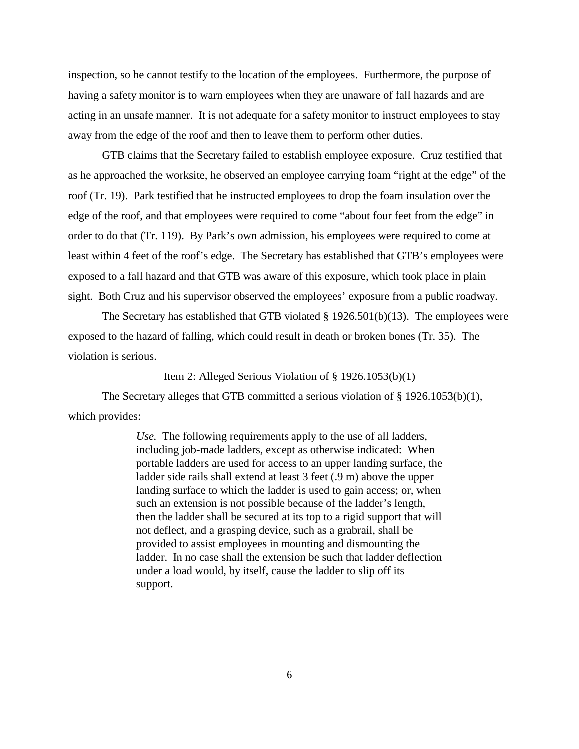inspection, so he cannot testify to the location of the employees. Furthermore, the purpose of having a safety monitor is to warn employees when they are unaware of fall hazards and are acting in an unsafe manner. It is not adequate for a safety monitor to instruct employees to stay away from the edge of the roof and then to leave them to perform other duties.

GTB claims that the Secretary failed to establish employee exposure. Cruz testified that as he approached the worksite, he observed an employee carrying foam "right at the edge" of the roof (Tr. 19). Park testified that he instructed employees to drop the foam insulation over the edge of the roof, and that employees were required to come "about four feet from the edge" in order to do that (Tr. 119). By Park's own admission, his employees were required to come at least within 4 feet of the roof's edge. The Secretary has established that GTB's employees were exposed to a fall hazard and that GTB was aware of this exposure, which took place in plain sight. Both Cruz and his supervisor observed the employees' exposure from a public roadway.

The Secretary has established that GTB violated § 1926.501(b)(13). The employees were exposed to the hazard of falling, which could result in death or broken bones (Tr. 35). The violation is serious.

<u>Item 2: Alleged Serious Violation of § 1926.1053(b)(1)</u>

The Secretary alleges that GTB committed a serious violation of § 1926.1053(b)(1), which provides:

> *Use.* The following requirements apply to the use of all ladders, including job-made ladders, except as otherwise indicated: When portable ladders are used for access to an upper landing surface, the ladder side rails shall extend at least 3 feet (.9 m) above the upper landing surface to which the ladder is used to gain access; or, when such an extension is not possible because of the ladder's length, then the ladder shall be secured at its top to a rigid support that will not deflect, and a grasping device, such as a grabrail, shall be provided to assist employees in mounting and dismounting the ladder. In no case shall the extension be such that ladder deflection under a load would, by itself, cause the ladder to slip off its support.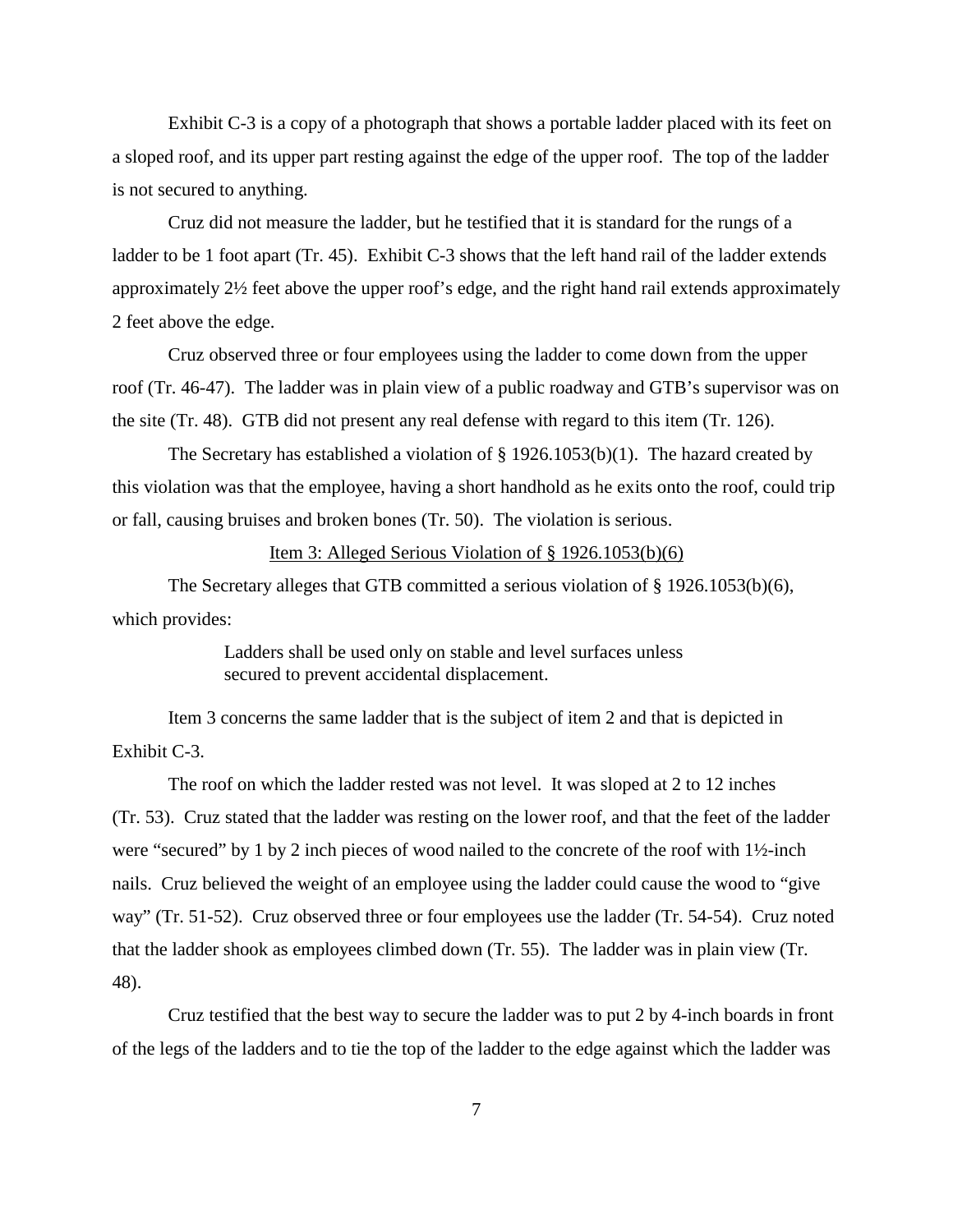Exhibit C-3 is a copy of a photograph that shows a portable ladder placed with its feet on a sloped roof, and its upper part resting against the edge of the upper roof. The top of the ladder is not secured to anything.

Cruz did not measure the ladder, but he testified that it is standard for the rungs of a ladder to be 1 foot apart (Tr. 45). Exhibit C-3 shows that the left hand rail of the ladder extends approximately 2½ feet above the upper roof's edge, and the right hand rail extends approximately 2 feet above the edge.

Cruz observed three or four employees using the ladder to come down from the upper roof (Tr. 46-47). The ladder was in plain view of a public roadway and GTB's supervisor was on the site (Tr. 48). GTB did not present any real defense with regard to this item (Tr. 126).

The Secretary has established a violation of § 1926.1053(b)(1). The hazard created by this violation was that the employee, having a short handhold as he exits onto the roof, could trip or fall, causing bruises and broken bones (Tr. 50). The violation is serious.

<u>Item 3: Alleged Serious Violation of § 1926.1053(b)(6)</u>

The Secretary alleges that GTB committed a serious violation of § 1926.1053(b)(6), which provides:

> Ladders shall be used only on stable and level surfaces unless secured to prevent accidental displacement.

Item 3 concerns the same ladder that is the subject of item 2 and that is depicted in Exhibit C-3.

The roof on which the ladder rested was not level. It was sloped at 2 to 12 inches (Tr. 53). Cruz stated that the ladder was resting on the lower roof, and that the feet of the ladder were "secured" by 1 by 2 inch pieces of wood nailed to the concrete of the roof with 1½-inch nails. Cruz believed the weight of an employee using the ladder could cause the wood to "give way" (Tr. 51-52). Cruz observed three or four employees use the ladder (Tr. 54-54). Cruz noted that the ladder shook as employees climbed down (Tr. 55). The ladder was in plain view (Tr. 48).

Cruz testified that the best way to secure the ladder was to put 2 by 4-inch boards in front of the legs of the ladders and to tie the top of the ladder to the edge against which the ladder was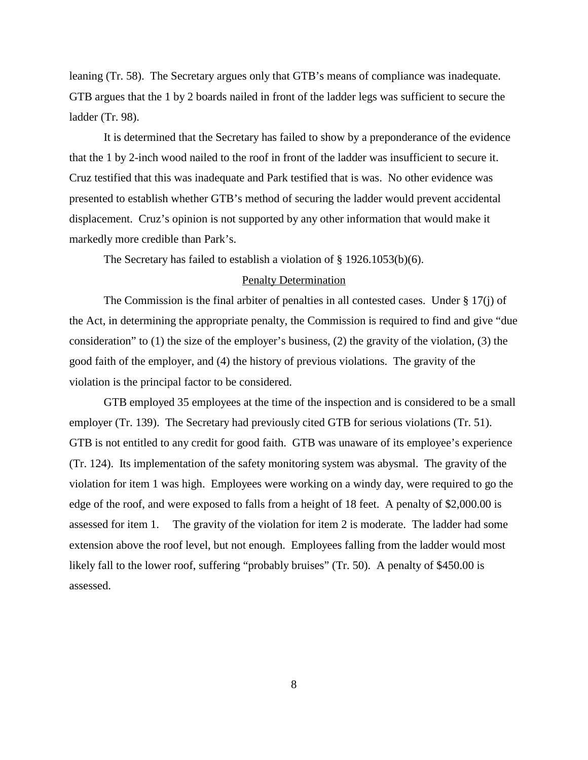leaning (Tr. 58). The Secretary argues only that GTB's means of compliance was inadequate. GTB argues that the 1 by 2 boards nailed in front of the ladder legs was sufficient to secure the ladder (Tr. 98).

It is determined that the Secretary has failed to show by a preponderance of the evidence that the 1 by 2-inch wood nailed to the roof in front of the ladder was insufficient to secure it. Cruz testified that this was inadequate and Park testified that is was. No other evidence was presented to establish whether GTB's method of securing the ladder would prevent accidental displacement. Cruz's opinion is not supported by any other information that would make it markedly more credible than Park's.

The Secretary has failed to establish a violation of § 1926.1053(b)(6).

## Penalty Determination

The Commission is the final arbiter of penalties in all contested cases. Under § 17(j) of the Act, in determining the appropriate penalty, the Commission is required to find and give "due consideration" to (1) the size of the employer's business, (2) the gravity of the violation, (3) the good faith of the employer, and (4) the history of previous violations. The gravity of the violation is the principal factor to be considered.

GTB employed 35 employees at the time of the inspection and is considered to be a small employer (Tr. 139). The Secretary had previously cited GTB for serious violations (Tr. 51). GTB is not entitled to any credit for good faith. GTB was unaware of its employee's experience (Tr. 124). Its implementation of the safety monitoring system was abysmal. The gravity of the violation for item 1 was high. Employees were working on a windy day, were required to go the edge of the roof, and were exposed to falls from a height of 18 feet. A penalty of $2,000.00 is assessed for item 1. The gravity of the violation for item 2 is moderate. The ladder had some extension above the roof level, but not enough. Employees falling from the ladder would most likely fall to the lower roof, suffering "probably bruises" (Tr. 50). A penalty of $450.00 is assessed.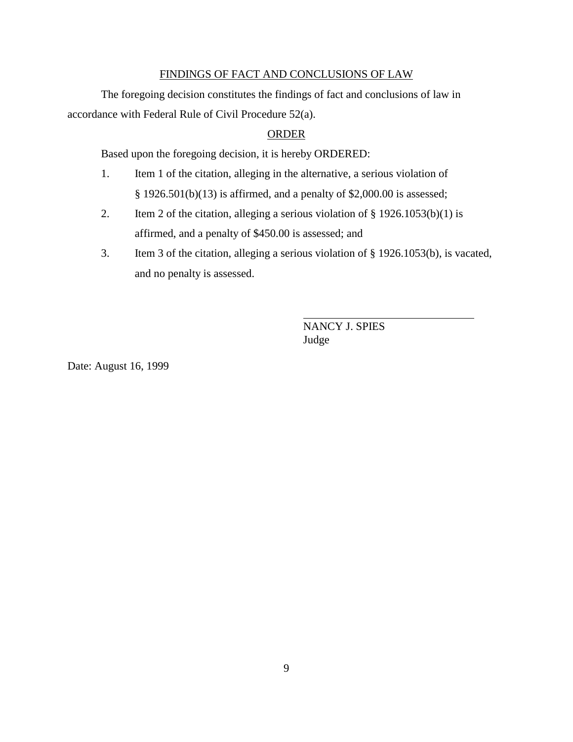## FINDINGS OF FACT AND CONCLUSIONS OF LAW

The foregoing decision constitutes the findings of fact and conclusions of law in accordance with Federal Rule of Civil Procedure 52(a).

## ORDER

Based upon the foregoing decision, it is hereby ORDERED:

1. Item 1 of the citation, alleging in the alternative, a serious violation of § 1926.501(b)(13) is affirmed, and a penalty of $2,000.00 is assessed;
2. Item 2 of the citation, alleging a serious violation of § 1926.1053(b)(1) is affirmed, and a penalty of $450.00 is assessed; and
3. Item 3 of the citation, alleging a serious violation of § 1926.1053(b), is vacated, and no penalty is assessed.

NANCY J. SPIES
Judge

Date: August 16, 1999